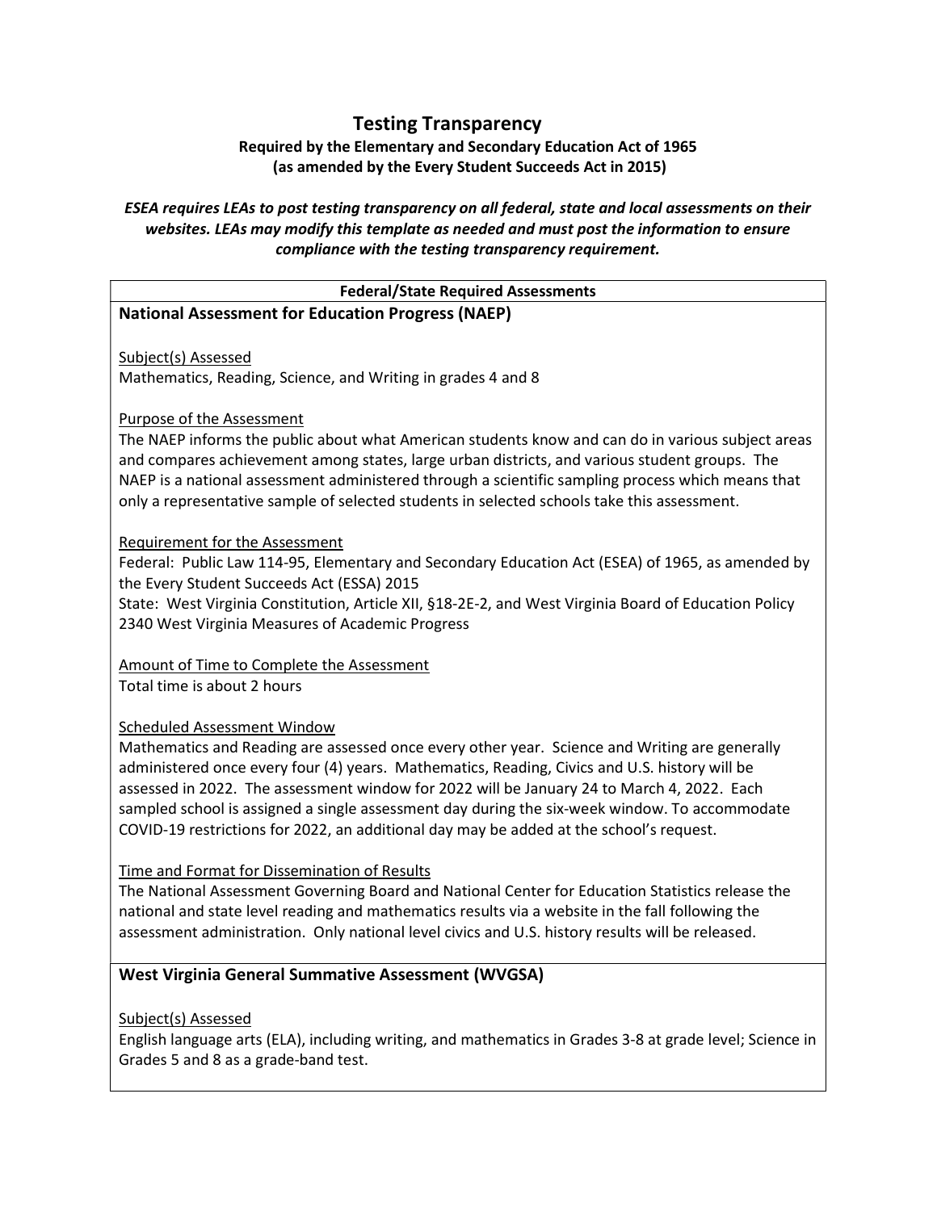# Testing Transparency

**Required by the Elementary and Secondary Education Act of 1965**
**(as amended by the Every Student Succeeds Act in 2015)**

***ESEA requires LEAs to post testing transparency on all federal, state and local assessments on their websites. LEAs may modify this template as needed and must post the information to ensure compliance with the testing transparency requirement.***

## Federal/State Required Assessments

### National Assessment for Education Progress (NAEP)

Subject(s) Assessed

Mathematics, Reading, Science, and Writing in grades 4 and 8

Purpose of the Assessment

The NAEP informs the public about what American students know and can do in various subject areas and compares achievement among states, large urban districts, and various student groups. The NAEP is a national assessment administered through a scientific sampling process which means that only a representative sample of selected students in selected schools take this assessment.

Requirement for the Assessment

Federal: Public Law 114-95, Elementary and Secondary Education Act (ESEA) of 1965, as amended by the Every Student Succeeds Act (ESSA) 2015

State: West Virginia Constitution, Article XII, §18-2E-2, and West Virginia Board of Education Policy 2340 West Virginia Measures of Academic Progress

Amount of Time to Complete the Assessment

Total time is about 2 hours

Scheduled Assessment Window

Mathematics and Reading are assessed once every other year. Science and Writing are generally administered once every four (4) years. Mathematics, Reading, Civics and U.S. history will be assessed in 2022. The assessment window for 2022 will be January 24 to March 4, 2022. Each sampled school is assigned a single assessment day during the six-week window. To accommodate COVID-19 restrictions for 2022, an additional day may be added at the school's request.

Time and Format for Dissemination of Results

The National Assessment Governing Board and National Center for Education Statistics release the national and state level reading and mathematics results via a website in the fall following the assessment administration. Only national level civics and U.S. history results will be released.

### West Virginia General Summative Assessment (WVGSA)

Subject(s) Assessed

English language arts (ELA), including writing, and mathematics in Grades 3-8 at grade level; Science in Grades 5 and 8 as a grade-band test.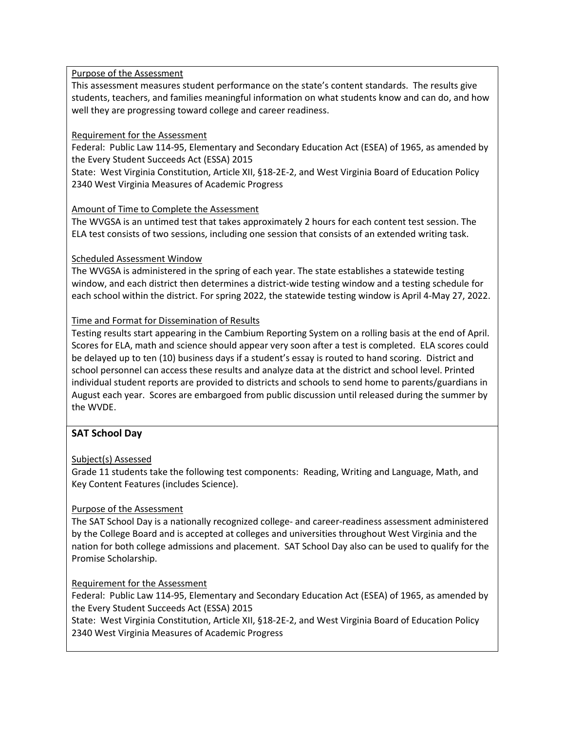Purpose of the Assessment

This assessment measures student performance on the state's content standards. The results give students, teachers, and families meaningful information on what students know and can do, and how well they are progressing toward college and career readiness.

Requirement for the Assessment

Federal: Public Law 114-95, Elementary and Secondary Education Act (ESEA) of 1965, as amended by the Every Student Succeeds Act (ESSA) 2015

State: West Virginia Constitution, Article XII, §18-2E-2, and West Virginia Board of Education Policy 2340 West Virginia Measures of Academic Progress

Amount of Time to Complete the Assessment

The WVGSA is an untimed test that takes approximately 2 hours for each content test session. The ELA test consists of two sessions, including one session that consists of an extended writing task.

Scheduled Assessment Window

The WVGSA is administered in the spring of each year. The state establishes a statewide testing window, and each district then determines a district-wide testing window and a testing schedule for each school within the district. For spring 2022, the statewide testing window is April 4-May 27, 2022.

Time and Format for Dissemination of Results

Testing results start appearing in the Cambium Reporting System on a rolling basis at the end of April. Scores for ELA, math and science should appear very soon after a test is completed. ELA scores could be delayed up to ten (10) business days if a student's essay is routed to hand scoring. District and school personnel can access these results and analyze data at the district and school level. Printed individual student reports are provided to districts and schools to send home to parents/guardians in August each year. Scores are embargoed from public discussion until released during the summer by the WVDE.

## SAT School Day

Subject(s) Assessed

Grade 11 students take the following test components: Reading, Writing and Language, Math, and Key Content Features (includes Science).

Purpose of the Assessment

The SAT School Day is a nationally recognized college- and career-readiness assessment administered by the College Board and is accepted at colleges and universities throughout West Virginia and the nation for both college admissions and placement. SAT School Day also can be used to qualify for the Promise Scholarship.

Requirement for the Assessment

Federal: Public Law 114-95, Elementary and Secondary Education Act (ESEA) of 1965, as amended by the Every Student Succeeds Act (ESSA) 2015

State: West Virginia Constitution, Article XII, §18-2E-2, and West Virginia Board of Education Policy 2340 West Virginia Measures of Academic Progress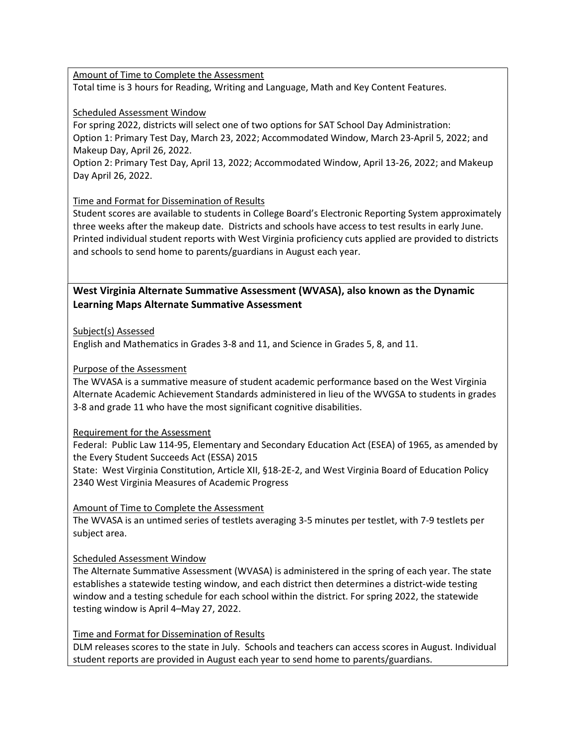Amount of Time to Complete the Assessment

Total time is 3 hours for Reading, Writing and Language, Math and Key Content Features.

Scheduled Assessment Window

For spring 2022, districts will select one of two options for SAT School Day Administration:
Option 1: Primary Test Day, March 23, 2022; Accommodated Window, March 23-April 5, 2022; and Makeup Day, April 26, 2022.
Option 2: Primary Test Day, April 13, 2022; Accommodated Window, April 13-26, 2022; and Makeup Day April 26, 2022.

Time and Format for Dissemination of Results

Student scores are available to students in College Board's Electronic Reporting System approximately three weeks after the makeup date. Districts and schools have access to test results in early June. Printed individual student reports with West Virginia proficiency cuts applied are provided to districts and schools to send home to parents/guardians in August each year.

## West Virginia Alternate Summative Assessment (WVASA), also known as the Dynamic Learning Maps Alternate Summative Assessment

Subject(s) Assessed

English and Mathematics in Grades 3-8 and 11, and Science in Grades 5, 8, and 11.

Purpose of the Assessment

The WVASA is a summative measure of student academic performance based on the West Virginia Alternate Academic Achievement Standards administered in lieu of the WVGSA to students in grades 3-8 and grade 11 who have the most significant cognitive disabilities.

Requirement for the Assessment

Federal: Public Law 114-95, Elementary and Secondary Education Act (ESEA) of 1965, as amended by the Every Student Succeeds Act (ESSA) 2015
State: West Virginia Constitution, Article XII, §18-2E-2, and West Virginia Board of Education Policy 2340 West Virginia Measures of Academic Progress

Amount of Time to Complete the Assessment

The WVASA is an untimed series of testlets averaging 3-5 minutes per testlet, with 7-9 testlets per subject area.

Scheduled Assessment Window

The Alternate Summative Assessment (WVASA) is administered in the spring of each year. The state establishes a statewide testing window, and each district then determines a district-wide testing window and a testing schedule for each school within the district. For spring 2022, the statewide testing window is April 4–May 27, 2022.

Time and Format for Dissemination of Results

DLM releases scores to the state in July. Schools and teachers can access scores in August. Individual student reports are provided in August each year to send home to parents/guardians.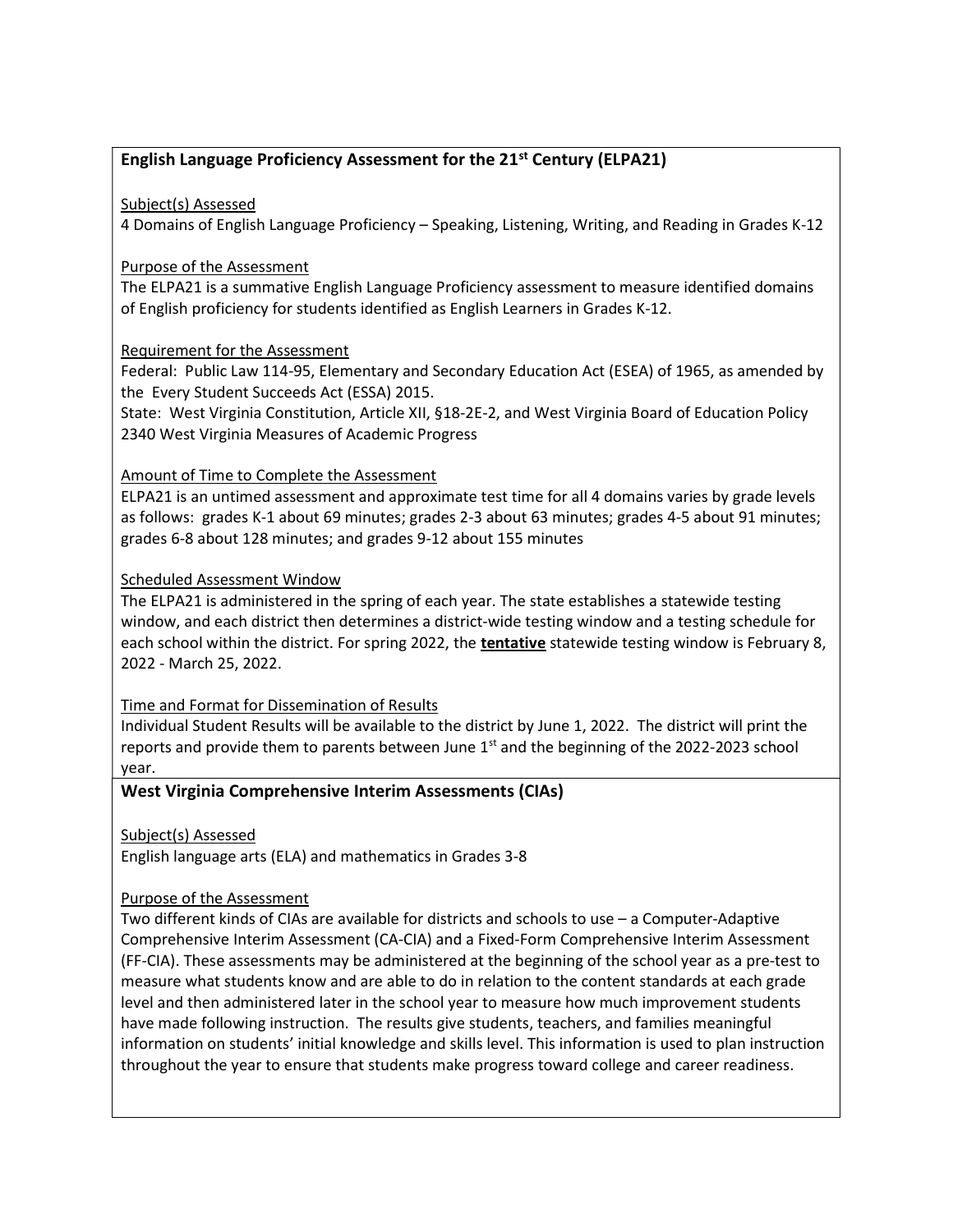## English Language Proficiency Assessment for the 21st Century (ELPA21)

Subject(s) Assessed

4 Domains of English Language Proficiency – Speaking, Listening, Writing, and Reading in Grades K-12

Purpose of the Assessment

The ELPA21 is a summative English Language Proficiency assessment to measure identified domains of English proficiency for students identified as English Learners in Grades K-12.

Requirement for the Assessment

Federal: Public Law 114-95, Elementary and Secondary Education Act (ESEA) of 1965, as amended by the Every Student Succeeds Act (ESSA) 2015.

State: West Virginia Constitution, Article XII, §18-2E-2, and West Virginia Board of Education Policy 2340 West Virginia Measures of Academic Progress

Amount of Time to Complete the Assessment

ELPA21 is an untimed assessment and approximate test time for all 4 domains varies by grade levels as follows: grades K-1 about 69 minutes; grades 2-3 about 63 minutes; grades 4-5 about 91 minutes; grades 6-8 about 128 minutes; and grades 9-12 about 155 minutes

Scheduled Assessment Window

The ELPA21 is administered in the spring of each year. The state establishes a statewide testing window, and each district then determines a district-wide testing window and a testing schedule for each school within the district. For spring 2022, the **tentative** statewide testing window is February 8, 2022 - March 25, 2022.

Time and Format for Dissemination of Results

Individual Student Results will be available to the district by June 1, 2022. The district will print the reports and provide them to parents between June 1st and the beginning of the 2022-2023 school year.

## West Virginia Comprehensive Interim Assessments (CIAs)

Subject(s) Assessed

English language arts (ELA) and mathematics in Grades 3-8

Purpose of the Assessment

Two different kinds of CIAs are available for districts and schools to use – a Computer-Adaptive Comprehensive Interim Assessment (CA-CIA) and a Fixed-Form Comprehensive Interim Assessment (FF-CIA). These assessments may be administered at the beginning of the school year as a pre-test to measure what students know and are able to do in relation to the content standards at each grade level and then administered later in the school year to measure how much improvement students have made following instruction. The results give students, teachers, and families meaningful information on students' initial knowledge and skills level. This information is used to plan instruction throughout the year to ensure that students make progress toward college and career readiness.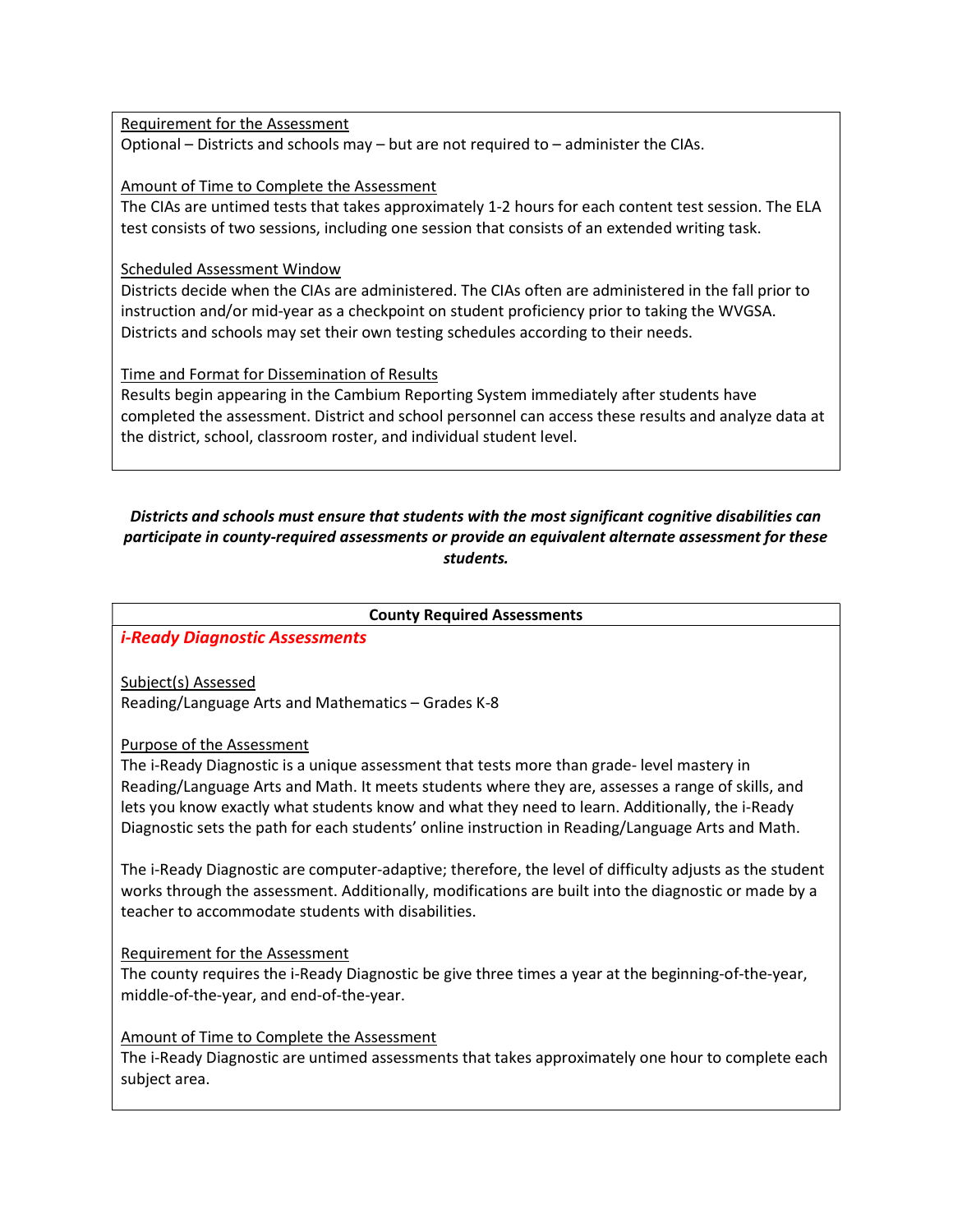Requirement for the Assessment

Optional – Districts and schools may – but are not required to – administer the CIAs.

Amount of Time to Complete the Assessment

The CIAs are untimed tests that takes approximately 1-2 hours for each content test session. The ELA test consists of two sessions, including one session that consists of an extended writing task.

Scheduled Assessment Window

Districts decide when the CIAs are administered. The CIAs often are administered in the fall prior to instruction and/or mid-year as a checkpoint on student proficiency prior to taking the WVGSA. Districts and schools may set their own testing schedules according to their needs.

Time and Format for Dissemination of Results

Results begin appearing in the Cambium Reporting System immediately after students have completed the assessment. District and school personnel can access these results and analyze data at the district, school, classroom roster, and individual student level.

***Districts and schools must ensure that students with the most significant cognitive disabilities can participate in county-required assessments or provide an equivalent alternate assessment for these students.***

**County Required Assessments**

***i-Ready Diagnostic Assessments***

Subject(s) Assessed

Reading/Language Arts and Mathematics – Grades K-8

Purpose of the Assessment

The i-Ready Diagnostic is a unique assessment that tests more than grade- level mastery in Reading/Language Arts and Math. It meets students where they are, assesses a range of skills, and lets you know exactly what students know and what they need to learn. Additionally, the i-Ready Diagnostic sets the path for each students' online instruction in Reading/Language Arts and Math.

The i-Ready Diagnostic are computer-adaptive; therefore, the level of difficulty adjusts as the student works through the assessment. Additionally, modifications are built into the diagnostic or made by a teacher to accommodate students with disabilities.

Requirement for the Assessment

The county requires the i-Ready Diagnostic be give three times a year at the beginning-of-the-year, middle-of-the-year, and end-of-the-year.

Amount of Time to Complete the Assessment

The i-Ready Diagnostic are untimed assessments that takes approximately one hour to complete each subject area.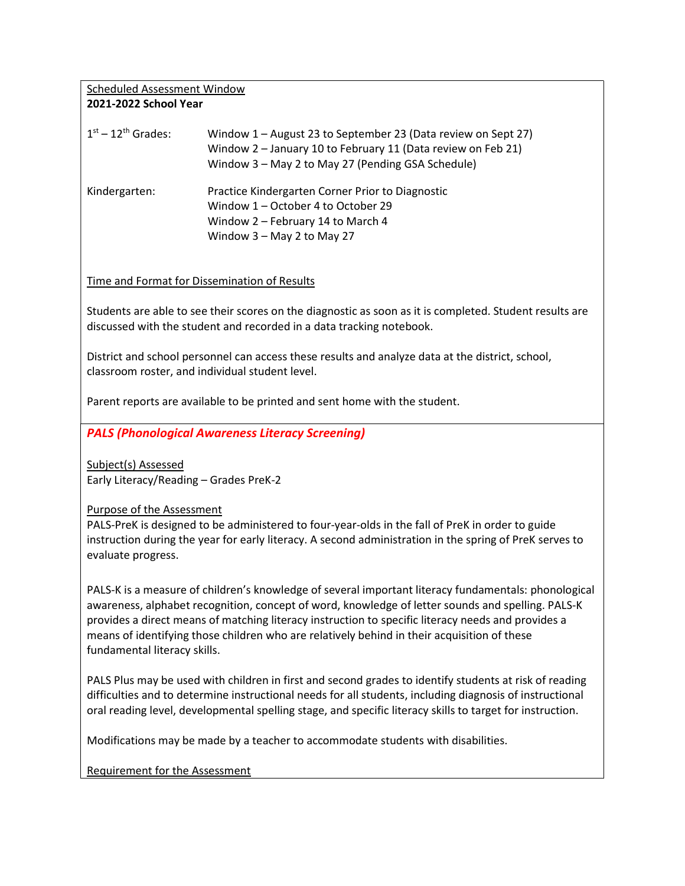Scheduled Assessment Window
**2021-2022 School Year**

| | |
|---|---|
| 1st – 12th Grades: | Window 1 – August 23 to September 23 (Data review on Sept 27)<br>Window 2 – January 10 to February 11 (Data review on Feb 21)<br>Window 3 – May 2 to May 27 (Pending GSA Schedule) |
| Kindergarten: | Practice Kindergarten Corner Prior to Diagnostic<br>Window 1 – October 4 to October 29<br>Window 2 – February 14 to March 4<br>Window 3 – May 2 to May 27 |

Time and Format for Dissemination of Results

Students are able to see their scores on the diagnostic as soon as it is completed. Student results are discussed with the student and recorded in a data tracking notebook.

District and school personnel can access these results and analyze data at the district, school, classroom roster, and individual student level.

Parent reports are available to be printed and sent home with the student.

***PALS (Phonological Awareness Literacy Screening)***

Subject(s) Assessed
Early Literacy/Reading – Grades PreK-2

Purpose of the Assessment
PALS-PreK is designed to be administered to four-year-olds in the fall of PreK in order to guide instruction during the year for early literacy. A second administration in the spring of PreK serves to evaluate progress.

PALS-K is a measure of children's knowledge of several important literacy fundamentals: phonological awareness, alphabet recognition, concept of word, knowledge of letter sounds and spelling. PALS-K provides a direct means of matching literacy instruction to specific literacy needs and provides a means of identifying those children who are relatively behind in their acquisition of these fundamental literacy skills.

PALS Plus may be used with children in first and second grades to identify students at risk of reading difficulties and to determine instructional needs for all students, including diagnosis of instructional oral reading level, developmental spelling stage, and specific literacy skills to target for instruction.

Modifications may be made by a teacher to accommodate students with disabilities.

Requirement for the Assessment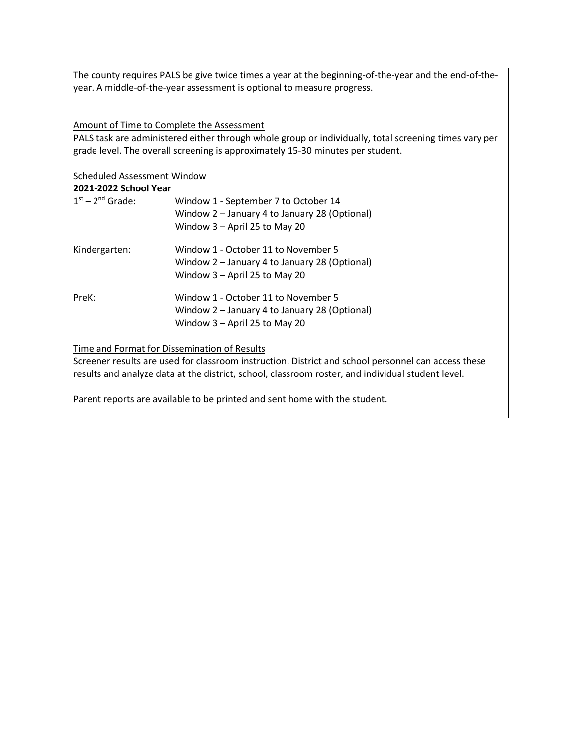The county requires PALS be give twice times a year at the beginning-of-the-year and the end-of-the-year. A middle-of-the-year assessment is optional to measure progress.

Amount of Time to Complete the Assessment

PALS task are administered either through whole group or individually, total screening times vary per grade level. The overall screening is approximately 15-30 minutes per student.

Scheduled Assessment Window

**2021-2022 School Year**

| | |
|---|---|
| 1st – 2nd Grade: | Window 1 - September 7 to October 14<br>Window 2 – January 4 to January 28 (Optional)<br>Window 3 – April 25 to May 20 |
| Kindergarten: | Window 1 - October 11 to November 5<br>Window 2 – January 4 to January 28 (Optional)<br>Window 3 – April 25 to May 20 |
| PreK: | Window 1 - October 11 to November 5<br>Window 2 – January 4 to January 28 (Optional)<br>Window 3 – April 25 to May 20 |

Time and Format for Dissemination of Results

Screener results are used for classroom instruction. District and school personnel can access these results and analyze data at the district, school, classroom roster, and individual student level.

Parent reports are available to be printed and sent home with the student.